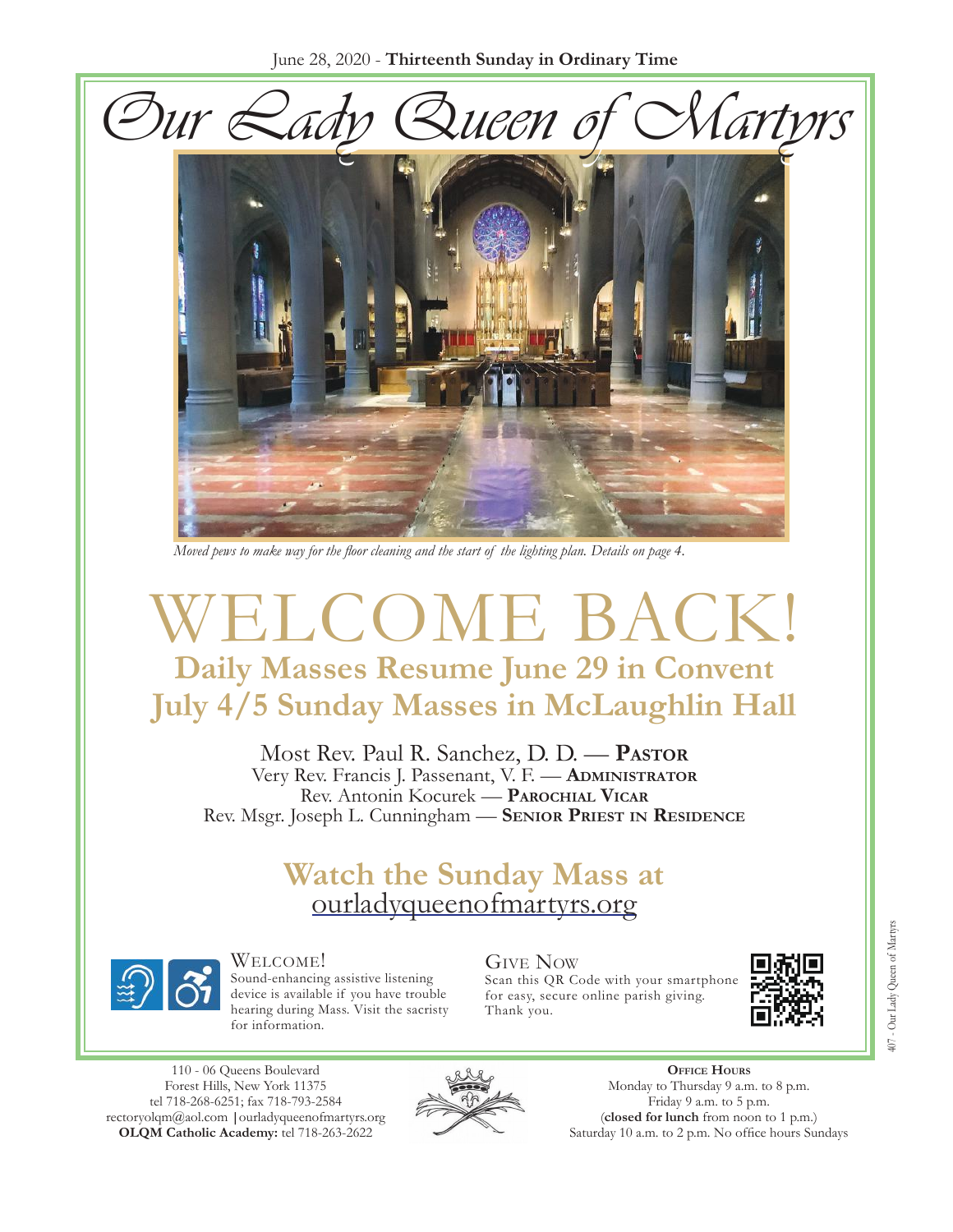June 28, 2020 - **Thirteenth Sunday in Ordinary Time**

# Our Lady Queen of Martyrs

*Moved pews to make way for the floor cleaning and the start of the lighting plan. Details on page 4.*

# WELCOME BACK!

## Daily Masses Resume June 29 in Convent
## July 4/5 Sunday Masses in McLaughlin Hall

Most Rev. Paul R. Sanchez, D. D. — **Pastor**
Very Rev. Francis J. Passenant, V. F. — **Administrator**
Rev. Antonin Kocurek — **Parochial Vicar**
Rev. Msgr. Joseph L. Cunningham — **Senior Priest in Residence**

## Watch the Sunday Mass at
ourladyqueenofmartyrs.org

**Welcome!**
Sound-enhancing assistive listening device is available if you have trouble hearing during Mass. Visit the sacristy for information.

**Give Now**
Scan this QR Code with your smartphone for easy, secure online parish giving. Thank you.

110 - 06 Queens Boulevard
Forest Hills, New York 11375
tel 718-268-6251; fax 718-793-2584
rectoryolqm@aol.com | ourladyqueenofmartyrs.org
**OLQM Catholic Academy:** tel 718-263-2622

**Office Hours**
Monday to Thursday 9 a.m. to 8 p.m.
Friday 9 a.m. to 5 p.m.
(**closed for lunch** from noon to 1 p.m.)
Saturday 10 a.m. to 2 p.m. No office hours Sundays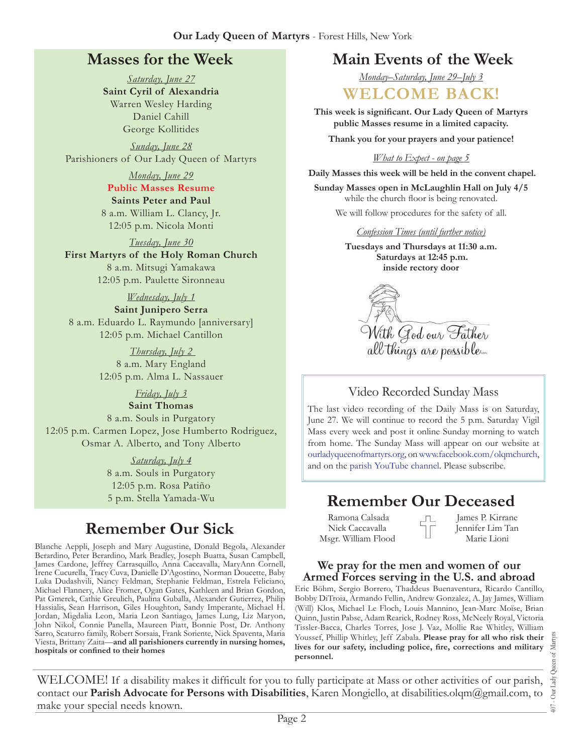## Masses for the Week

*Saturday, June 27*
**Saint Cyril of Alexandria**
Warren Wesley Harding
Daniel Cahill
George Kollitides

*Sunday, June 28*
Parishioners of Our Lady Queen of Martyrs

*Monday, June 29*
**Public Masses Resume**
**Saints Peter and Paul**
8 a.m. William L. Clancy, Jr.
12:05 p.m. Nicola Monti

*Tuesday, June 30*
**First Martyrs of the Holy Roman Church**
8 a.m. Mitsugi Yamakawa
12:05 p.m. Paulette Sironneau

*Wednesday, July 1*
**Saint Junipero Serra**
8 a.m. Eduardo L. Raymundo [anniversary]
12:05 p.m. Michael Cantillon

*Thursday, July 2*
8 a.m. Mary England
12:05 p.m. Alma L. Nassauer

*Friday, July 3*
**Saint Thomas**
8 a.m. Souls in Purgatory
12:05 p.m. Carmen Lopez, Jose Humberto Rodriguez, Osmar A. Alberto, and Tony Alberto

*Saturday, July 4*
8 a.m. Souls in Purgatory
12:05 p.m. Rosa Patiño
5 p.m. Stella Yamada-Wu

## Remember Our Sick

Blanche Aeppli, Joseph and Mary Augustine, Donald Begola, Alexander Berardino, Peter Berardino, Mark Bradley, Joseph Buatta, Susan Campbell, James Cardone, Jeffrey Carrasquillo, Anna Caccavalla, MaryAnn Cornell, Irene Cucurella, Tracy Cuva, Danielle D'Agostino, Norman Doucette, Baby Luka Dudashvili, Nancy Feldman, Stephanie Feldman, Estrela Feliciano, Michael Flannery, Alice Fromer, Ogan Gates, Kathleen and Brian Gordon, Pat Gmerek, Cathie Greulich, Paulina Guballa, Alexander Gutierrez, Philip Hassialis, Sean Harrison, Giles Houghton, Sandy Imperante, Michael H. Jordan, Migdalia Leon, Maria Leon Santiago, James Lung, Liz Maryon, John Nikol, Connie Panella, Maureen Piatt, Bonnie Post, Dr. Anthony Sarro, Scaturro family, Robert Sorsaia, Frank Soriente, Nick Spaventa, Maria Viesta, Brittany Zaita—**and all parishioners currently in nursing homes, hospitals or confined to their homes**

## Main Events of the Week

*Monday–Saturday, June 29–July 3*

### WELCOME BACK!

**This week is significant. Our Lady Queen of Martyrs public Masses resume in a limited capacity.**

**Thank you for your prayers and your patience!**

*What to Expect - on page 5*

**Daily Masses this week will be held in the convent chapel.**

**Sunday Masses open in McLaughlin Hall on July 4/5** while the church floor is being renovated.

We will follow procedures for the safety of all.

*Confession Times (until further notice)*

**Tuesdays and Thursdays at 11:30 a.m.**
**Saturdays at 12:45 p.m.**
**inside rectory door**

With God our Father all things are possible

### Video Recorded Sunday Mass

The last video recording of the Daily Mass is on Saturday, June 27. We will continue to record the 5 p.m. Saturday Vigil Mass every week and post it online Sunday morning to watch from home. The Sunday Mass will appear on our website at ourladyqueenofmartyrs.org, on www.facebook.com/olqmchurch, and on the parish YouTube channel. Please subscribe.

## Remember Our Deceased

Ramona Calsada
Nick Caccavalla
Msgr. William Flood
James P. Kirrane
Jennifer Lim Tan
Marie Lioni

### We pray for the men and women of our Armed Forces serving in the U.S. and abroad

Eric Böhm, Sergio Borrero, Thaddeus Buenaventura, Ricardo Cantillo, Bobby DiTroia, Armando Fellin, Andrew Gonzalez, A. Jay James, William (Will) Klos, Michael Le Floch, Louis Mannino, Jean-Marc Moïse, Brian Quinn, Justin Pabse, Adam Rearick, Rodney Ross, McNeely Royal, Victoria Tissler-Bacca, Charles Torres, Jose J. Vaz, Mollie Rae Whitley, William Youssef, Phillip Whitley, Jeff Zabala. **Please pray for all who risk their lives for our safety, including police, fire, corrections and military personnel.**

WELCOME! If a disability makes it difficult for you to fully participate at Mass or other activities of our parish, contact our **Parish Advocate for Persons with Disabilities**, Karen Mongiello, at disabilities.olqm@gmail.com, to make your special needs known.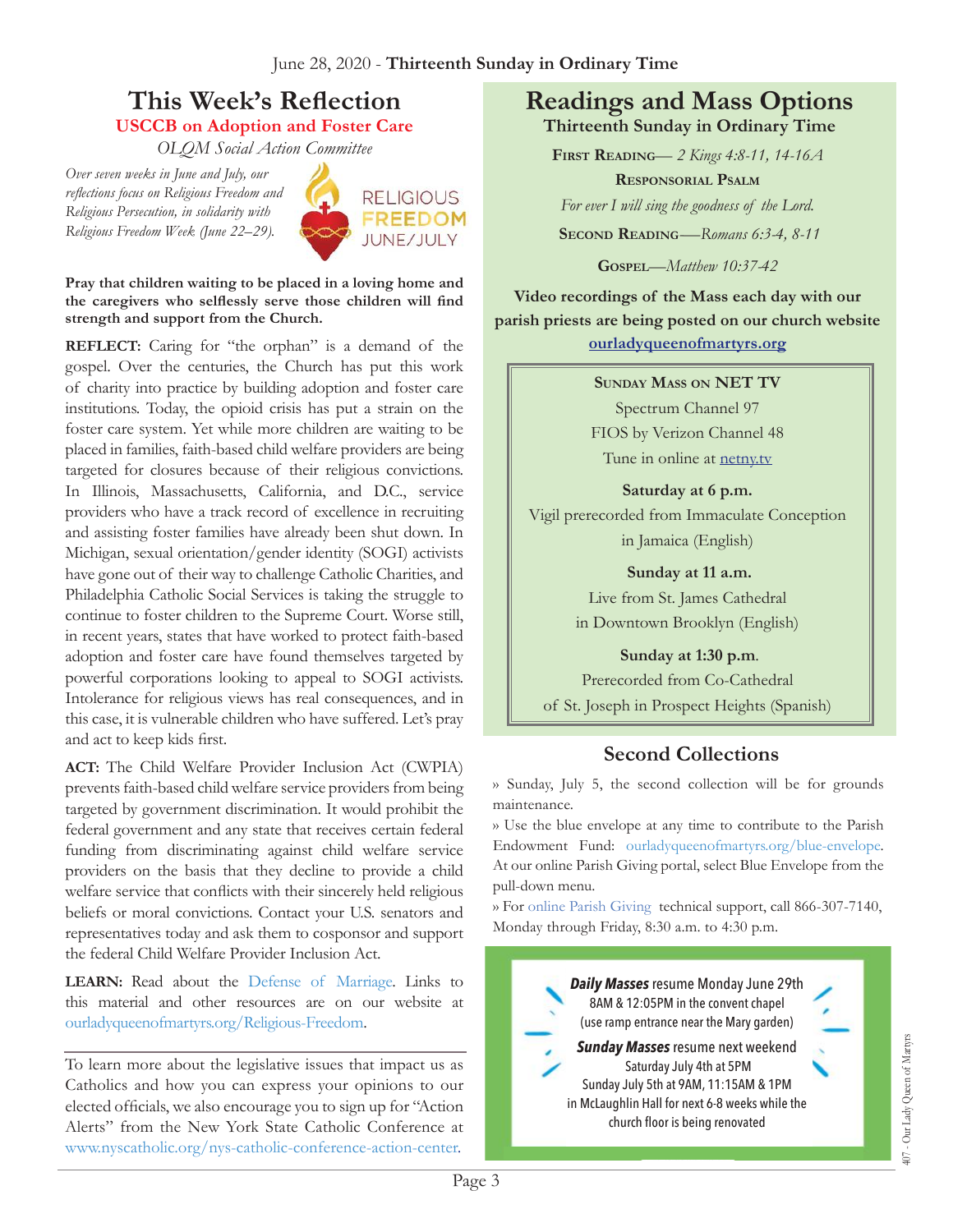June 28, 2020 - **Thirteenth Sunday in Ordinary Time**

# This Week's Reflection

**USCCB on Adoption and Foster Care**

*OLQM Social Action Committee*

*Over seven weeks in June and July, our reflections focus on Religious Freedom and Religious Persecution, in solidarity with Religious Freedom Week (June 22–29).*

RELIGIOUS FREEDOM JUNE/JULY

**Pray that children waiting to be placed in a loving home and the caregivers who selflessly serve those children will find strength and support from the Church.**

**REFLECT:** Caring for "the orphan" is a demand of the gospel. Over the centuries, the Church has put this work of charity into practice by building adoption and foster care institutions. Today, the opioid crisis has put a strain on the foster care system. Yet while more children are waiting to be placed in families, faith-based child welfare providers are being targeted for closures because of their religious convictions. In Illinois, Massachusetts, California, and D.C., service providers who have a track record of excellence in recruiting and assisting foster families have already been shut down. In Michigan, sexual orientation/gender identity (SOGI) activists have gone out of their way to challenge Catholic Charities, and Philadelphia Catholic Social Services is taking the struggle to continue to foster children to the Supreme Court. Worse still, in recent years, states that have worked to protect faith-based adoption and foster care have found themselves targeted by powerful corporations looking to appeal to SOGI activists. Intolerance for religious views has real consequences, and in this case, it is vulnerable children who have suffered. Let's pray and act to keep kids first.

**ACT:** The Child Welfare Provider Inclusion Act (CWPIA) prevents faith-based child welfare service providers from being targeted by government discrimination. It would prohibit the federal government and any state that receives certain federal funding from discriminating against child welfare service providers on the basis that they decline to provide a child welfare service that conflicts with their sincerely held religious beliefs or moral convictions. Contact your U.S. senators and representatives today and ask them to cosponsor and support the federal Child Welfare Provider Inclusion Act.

**LEARN:** Read about the Defense of Marriage. Links to this material and other resources are on our website at ourladyqueenofmartyrs.org/Religious-Freedom.

---

To learn more about the legislative issues that impact us as Catholics and how you can express your opinions to our elected officials, we also encourage you to sign up for "Action Alerts" from the New York State Catholic Conference at www.nyscatholic.org/nys-catholic-conference-action-center.

# Readings and Mass Options

**Thirteenth Sunday in Ordinary Time**

**First Reading**— *2 Kings 4:8-11, 14-16A*

**Responsorial Psalm**

*For ever I will sing the goodness of the Lord.*

**Second Reading**—*Romans 6:3-4, 8-11*

**Gospel**—*Matthew 10:37-42*

**Video recordings of the Mass each day with our parish priests are being posted on our church website [ourladyqueenofmartyrs.org](ourladyqueenofmartyrs.org)**

**Sunday Mass on NET TV**

Spectrum Channel 97

FIOS by Verizon Channel 48

Tune in online at netny.tv

**Saturday at 6 p.m.**

Vigil prerecorded from Immaculate Conception in Jamaica (English)

**Sunday at 11 a.m.**

Live from St. James Cathedral in Downtown Brooklyn (English)

**Sunday at 1:30 p.m.**

Prerecorded from Co-Cathedral of St. Joseph in Prospect Heights (Spanish)

## Second Collections

» Sunday, July 5, the second collection will be for grounds maintenance.

» Use the blue envelope at any time to contribute to the Parish Endowment Fund: ourladyqueenofmartyrs.org/blue-envelope. At our online Parish Giving portal, select Blue Envelope from the pull-down menu.

» For online Parish Giving technical support, call 866-307-7140, Monday through Friday, 8:30 a.m. to 4:30 p.m.

***Daily Masses*** resume Monday June 29th
8AM & 12:05PM in the convent chapel
(use ramp entrance near the Mary garden)

***Sunday Masses*** resume next weekend
Saturday July 4th at 5PM
Sunday July 5th at 9AM, 11:15AM & 1PM
in McLaughlin Hall for next 6-8 weeks while the church floor is being renovated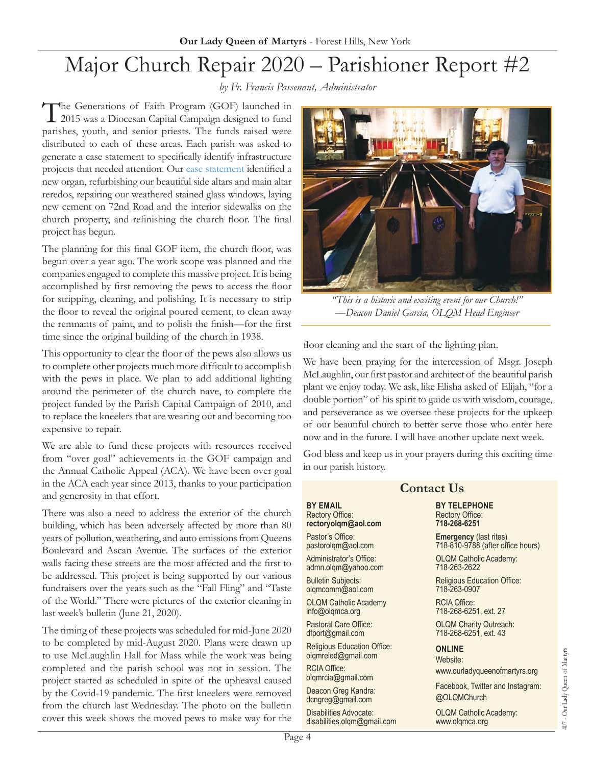# Major Church Repair 2020 – Parishioner Report #2

*by Fr. Francis Passenant, Administrator*

The Generations of Faith Program (GOF) launched in 2015 was a Diocesan Capital Campaign designed to fund parishes, youth, and senior priests. The funds raised were distributed to each of these areas. Each parish was asked to generate a case statement to specifically identify infrastructure projects that needed attention. Our case statement identified a new organ, refurbishing our beautiful side altars and main altar reredos, repairing our weathered stained glass windows, laying new cement on 72nd Road and the interior sidewalks on the church property, and refinishing the church floor. The final project has begun.

The planning for this final GOF item, the church floor, was begun over a year ago. The work scope was planned and the companies engaged to complete this massive project. It is being accomplished by first removing the pews to access the floor for stripping, cleaning, and polishing. It is necessary to strip the floor to reveal the original poured cement, to clean away the remnants of paint, and to polish the finish—for the first time since the original building of the church in 1938.

This opportunity to clear the floor of the pews also allows us to complete other projects much more difficult to accomplish with the pews in place. We plan to add additional lighting around the perimeter of the church nave, to complete the project funded by the Parish Capital Campaign of 2010, and to replace the kneelers that are wearing out and becoming too expensive to repair.

We are able to fund these projects with resources received from "over goal" achievements in the GOF campaign and the Annual Catholic Appeal (ACA). We have been over goal in the ACA each year since 2013, thanks to your participation and generosity in that effort.

There was also a need to address the exterior of the church building, which has been adversely affected by more than 80 years of pollution, weathering, and auto emissions from Queens Boulevard and Ascan Avenue. The surfaces of the exterior walls facing these streets are the most affected and the first to be addressed. This project is being supported by our various fundraisers over the years such as the "Fall Fling" and "Taste of the World." There were pictures of the exterior cleaning in last week's bulletin (June 21, 2020).

The timing of these projects was scheduled for mid-June 2020 to be completed by mid-August 2020. Plans were drawn up to use McLaughlin Hall for Mass while the work was being completed and the parish school was not in session. The project started as scheduled in spite of the upheaval caused by the Covid-19 pandemic. The first kneelers were removed from the church last Wednesday. The photo on the bulletin cover this week shows the moved pews to make way for the floor cleaning and the start of the lighting plan.

*"This is a historic and exciting event for our Church!" —Deacon Daniel Garcia, OLQM Head Engineer*

We have been praying for the intercession of Msgr. Joseph McLaughlin, our first pastor and architect of the beautiful parish plant we enjoy today. We ask, like Elisha asked of Elijah, "for a double portion" of his spirit to guide us with wisdom, courage, and perseverance as we oversee these projects for the upkeep of our beautiful church to better serve those who enter here now and in the future. I will have another update next week.

God bless and keep us in your prayers during this exciting time in our parish history.

## Contact Us

**BY EMAIL**

Rectory Office:
**rectoryolqm@aol.com**

Pastor's Office:
pastorolqm@aol.com

Administrator's Office:
admn.olqm@yahoo.com

Bulletin Subjects:
olqmcomm@aol.com

OLQM Catholic Academy
info@olqmca.org

Pastoral Care Office:
dfport@gmail.com

Religious Education Office:
olqmreled@gmail.com

RCIA Office:
olqmrcia@gmail.com

Deacon Greg Kandra:
dcngreg@gmail.com

Disabilities Advocate:
disabilities.olqm@gmail.com

**BY TELEPHONE**

Rectory Office:
**718-268-6251**

**Emergency** (last rites)
718-810-9788 (after office hours)

OLQM Catholic Academy:
718-263-2622

Religious Education Office:
718-263-0907

RCIA Office:
718-268-6251, ext. 27

OLQM Charity Outreach:
718-268-6251, ext. 43

**ONLINE**

Website:
www.ourladyqueenofmartyrs.org

Facebook, Twitter and Instagram:
@OLQMChurch

OLQM Catholic Academy:
www.olqmca.org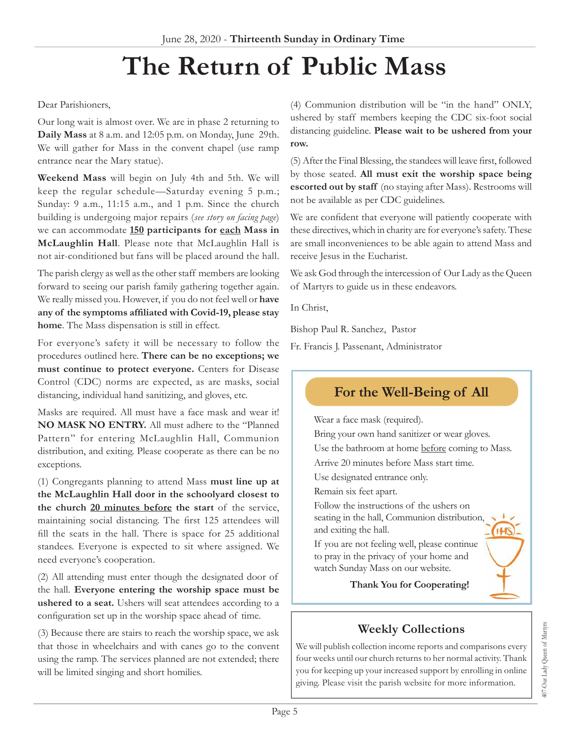June 28, 2020 - **Thirteenth Sunday in Ordinary Time**

# The Return of Public Mass

Dear Parishioners,

Our long wait is almost over. We are in phase 2 returning to **Daily Mass** at 8 a.m. and 12:05 p.m. on Monday, June 29th. We will gather for Mass in the convent chapel (use ramp entrance near the Mary statue).

**Weekend Mass** will begin on July 4th and 5th. We will keep the regular schedule—Saturday evening 5 p.m.; Sunday: 9 a.m., 11:15 a.m., and 1 p.m. Since the church building is undergoing major repairs (*see story on facing page*) we can accommodate **<u>150</u> participants for <u>each</u> Mass in McLaughlin Hall**. Please note that McLaughlin Hall is not air-conditioned but fans will be placed around the hall.

The parish clergy as well as the other staff members are looking forward to seeing our parish family gathering together again. We really missed you. However, if you do not feel well or **have any of the symptoms affiliated with Covid-19, please stay home**. The Mass dispensation is still in effect.

For everyone's safety it will be necessary to follow the procedures outlined here. **There can be no exceptions; we must continue to protect everyone.** Centers for Disease Control (CDC) norms are expected, as are masks, social distancing, individual hand sanitizing, and gloves, etc.

Masks are required. All must have a face mask and wear it! **NO MASK NO ENTRY.** All must adhere to the "Planned Pattern" for entering McLaughlin Hall, Communion distribution, and exiting. Please cooperate as there can be no exceptions.

(1) Congregants planning to attend Mass **must line up at the McLaughlin Hall door in the schoolyard closest to the church <u>20 minutes before</u> the start** of the service, maintaining social distancing. The first 125 attendees will fill the seats in the hall. There is space for 25 additional standees. Everyone is expected to sit where assigned. We need everyone's cooperation.

(2) All attending must enter though the designated door of the hall. **Everyone entering the worship space must be ushered to a seat.** Ushers will seat attendees according to a configuration set up in the worship space ahead of time.

(3) Because there are stairs to reach the worship space, we ask that those in wheelchairs and with canes go to the convent using the ramp. The services planned are not extended; there will be limited singing and short homilies.

(4) Communion distribution will be "in the hand" ONLY, ushered by staff members keeping the CDC six-foot social distancing guideline. **Please wait to be ushered from your row.**

(5) After the Final Blessing, the standees will leave first, followed by those seated. **All must exit the worship space being escorted out by staff** (no staying after Mass). Restrooms will not be available as per CDC guidelines.

We are confident that everyone will patiently cooperate with these directives, which in charity are for everyone's safety. These are small inconveniences to be able again to attend Mass and receive Jesus in the Eucharist.

We ask God through the intercession of Our Lady as the Queen of Martyrs to guide us in these endeavors.

In Christ,

Bishop Paul R. Sanchez, Pastor

Fr. Francis J. Passenant, Administrator

## For the Well-Being of All

Wear a face mask (required).

Bring your own hand sanitizer or wear gloves.

Use the bathroom at home <u>before</u> coming to Mass.

Arrive 20 minutes before Mass start time.

Use designated entrance only.

Remain six feet apart.

Follow the instructions of the ushers on seating in the hall, Communion distribution, and exiting the hall.

If you are not feeling well, please continue to pray in the privacy of your home and watch Sunday Mass on our website.

**Thank You for Cooperating!**

## Weekly Collections

We will publish collection income reports and comparisons every four weeks until our church returns to her normal activity. Thank you for keeping up your increased support by enrolling in online giving. Please visit the parish website for more information.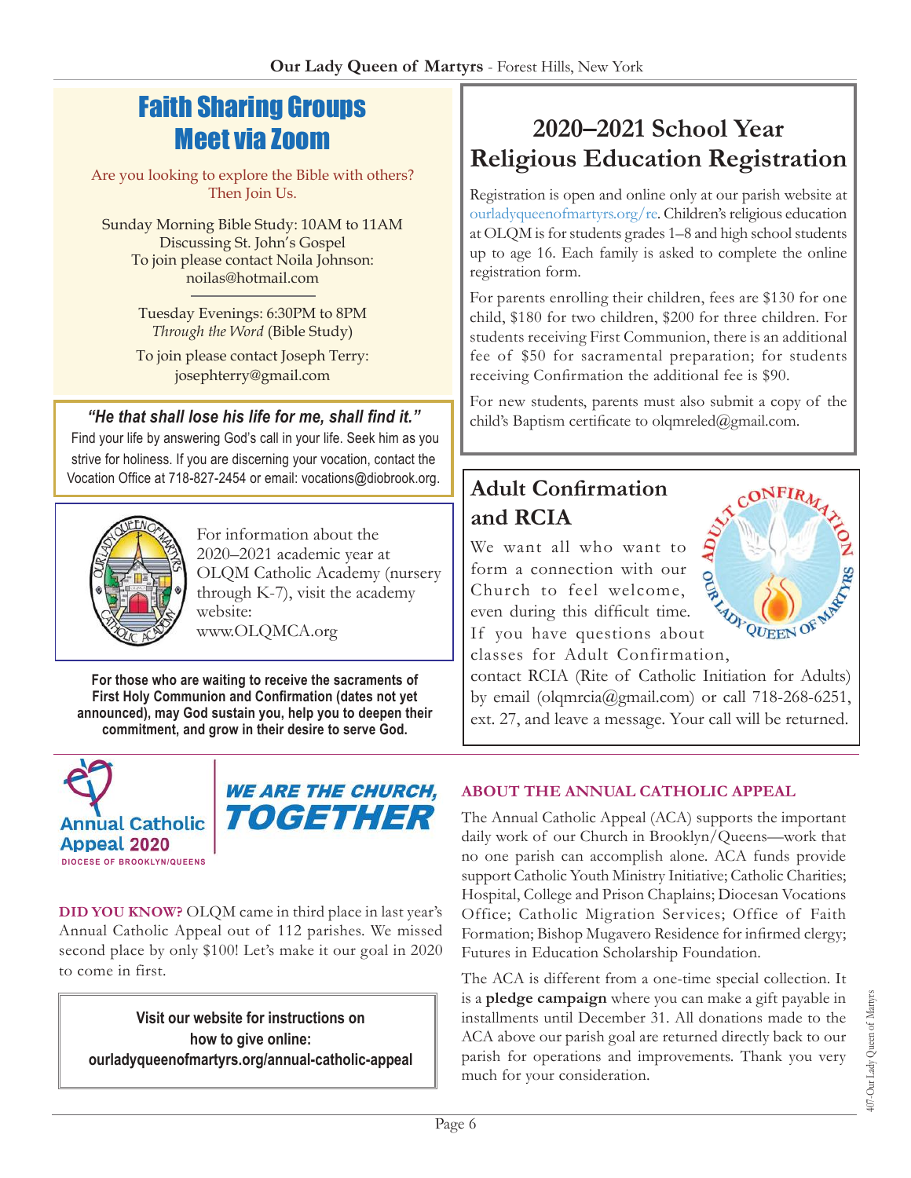## Faith Sharing Groups Meet via Zoom

Are you looking to explore the Bible with others? Then Join Us.

Sunday Morning Bible Study: 10AM to 11AM
Discussing St. John's Gospel
To join please contact Noila Johnson:
noilas@hotmail.com

Tuesday Evenings: 6:30PM to 8PM
*Through the Word* (Bible Study)

To join please contact Joseph Terry:
josephterry@gmail.com

***"He that shall lose his life for me, shall find it."***

Find your life by answering God's call in your life. Seek him as you strive for holiness. If you are discerning your vocation, contact the Vocation Office at 718-827-2454 or email: vocations@diobrook.org.

For information about the 2020–2021 academic year at OLQM Catholic Academy (nursery through K-7), visit the academy website:
www.OLQMCA.org

**For those who are waiting to receive the sacraments of First Holy Communion and Confirmation (dates not yet announced), may God sustain you, help you to deepen their commitment, and grow in their desire to serve God.**

## 2020–2021 School Year Religious Education Registration

Registration is open and online only at our parish website at ourladyqueenofmartyrs.org/re. Children's religious education at OLQM is for students grades 1–8 and high school students up to age 16. Each family is asked to complete the online registration form.

For parents enrolling their children, fees are $130 for one child, $180 for two children, $200 for three children. For students receiving First Communion, there is an additional fee of $50 for sacramental preparation; for students receiving Confirmation the additional fee is $90.

For new students, parents must also submit a copy of the child's Baptism certificate to olqmreled@gmail.com.

## Adult Confirmation and RCIA

We want all who want to form a connection with our Church to feel welcome, even during this difficult time. If you have questions about classes for Adult Confirmation, contact RCIA (Rite of Catholic Initiation for Adults) by email (olqmrcia@gmail.com) or call 718-268-6251, ext. 27, and leave a message. Your call will be returned.

Annual Catholic Appeal 2020
DIOCESE OF BROOKLYN/QUEENS

***WE ARE THE CHURCH, TOGETHER***

**DID YOU KNOW?** OLQM came in third place in last year's Annual Catholic Appeal out of 112 parishes. We missed second place by only $100! Let's make it our goal in 2020 to come in first.

**Visit our website for instructions on how to give online:**
**ourladyqueenofmartyrs.org/annual-catholic-appeal**

### ABOUT THE ANNUAL CATHOLIC APPEAL

The Annual Catholic Appeal (ACA) supports the important daily work of our Church in Brooklyn/Queens—work that no one parish can accomplish alone. ACA funds provide support Catholic Youth Ministry Initiative; Catholic Charities; Hospital, College and Prison Chaplains; Diocesan Vocations Office; Catholic Migration Services; Office of Faith Formation; Bishop Mugavero Residence for infirmed clergy; Futures in Education Scholarship Foundation.

The ACA is different from a one-time special collection. It is a **pledge campaign** where you can make a gift payable in installments until December 31. All donations made to the ACA above our parish goal are returned directly back to our parish for operations and improvements. Thank you very much for your consideration.